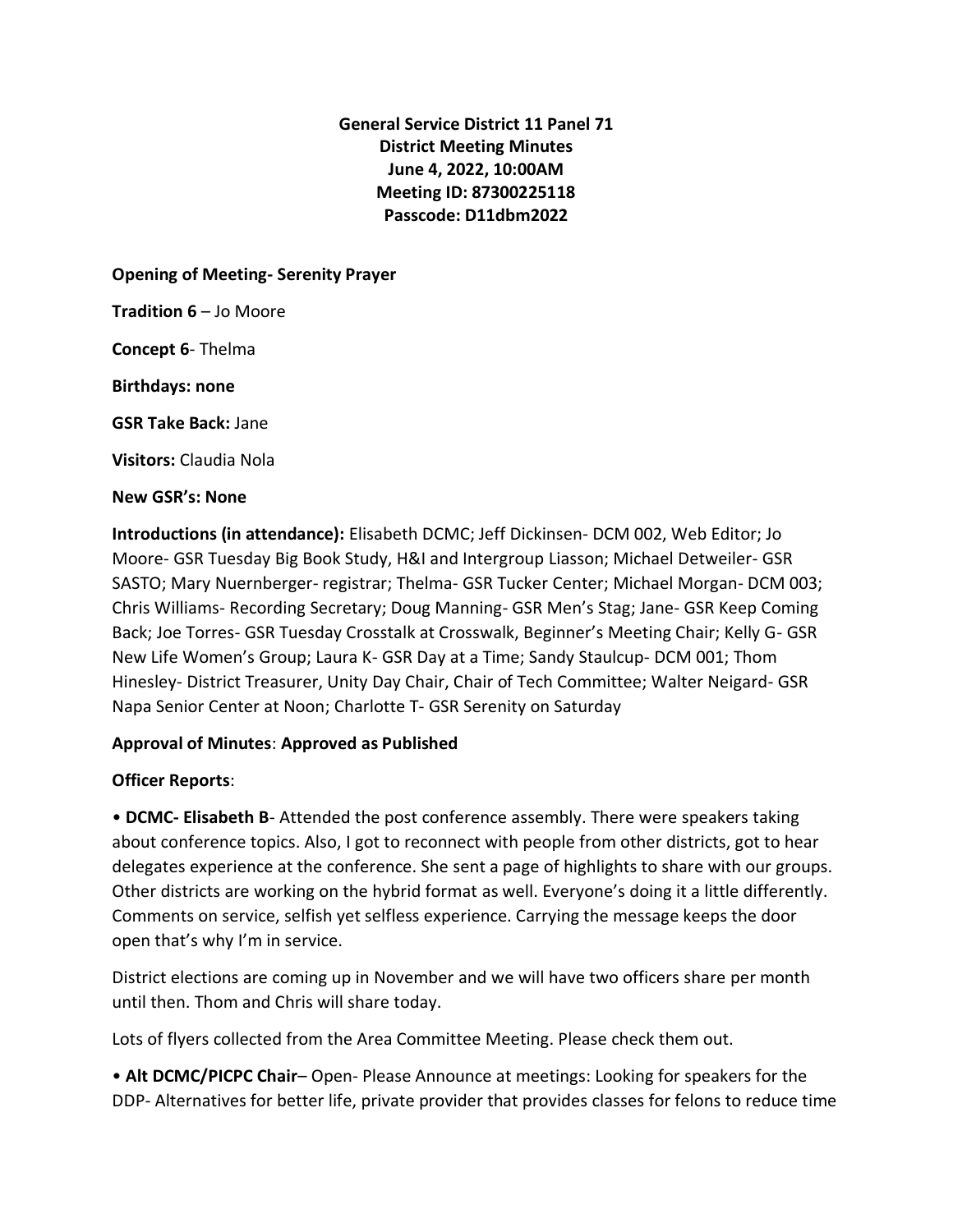**General Service District 11 Panel 71**
**District Meeting Minutes**
**June 4, 2022, 10:00AM**
**Meeting ID: 87300225118**
**Passcode: D11dbm2022**

**Opening of Meeting- Serenity Prayer**

**Tradition 6** – Jo Moore

**Concept 6**- Thelma

**Birthdays: none**

**GSR Take Back:** Jane

**Visitors:** Claudia Nola

**New GSR's: None**

**Introductions (in attendance):** Elisabeth DCMC; Jeff Dickinsen- DCM 002, Web Editor; Jo Moore- GSR Tuesday Big Book Study, H&I and Intergroup Liasson; Michael Detweiler- GSR SASTO; Mary Nuernberger- registrar; Thelma- GSR Tucker Center; Michael Morgan- DCM 003; Chris Williams- Recording Secretary; Doug Manning- GSR Men's Stag; Jane- GSR Keep Coming Back; Joe Torres- GSR Tuesday Crosstalk at Crosswalk, Beginner's Meeting Chair; Kelly G- GSR New Life Women's Group; Laura K- GSR Day at a Time; Sandy Staulcup- DCM 001; Thom Hinesley- District Treasurer, Unity Day Chair, Chair of Tech Committee; Walter Neigard- GSR Napa Senior Center at Noon; Charlotte T- GSR Serenity on Saturday

**Approval of Minutes**: **Approved as Published**

**Officer Reports**:

• **DCMC- Elisabeth B**- Attended the post conference assembly. There were speakers taking about conference topics. Also, I got to reconnect with people from other districts, got to hear delegates experience at the conference. She sent a page of highlights to share with our groups. Other districts are working on the hybrid format as well. Everyone's doing it a little differently. Comments on service, selfish yet selfless experience. Carrying the message keeps the door open that's why I'm in service.

District elections are coming up in November and we will have two officers share per month until then. Thom and Chris will share today.

Lots of flyers collected from the Area Committee Meeting. Please check them out.

• **Alt DCMC/PICPC Chair**– Open- Please Announce at meetings: Looking for speakers for the DDP- Alternatives for better life, private provider that provides classes for felons to reduce time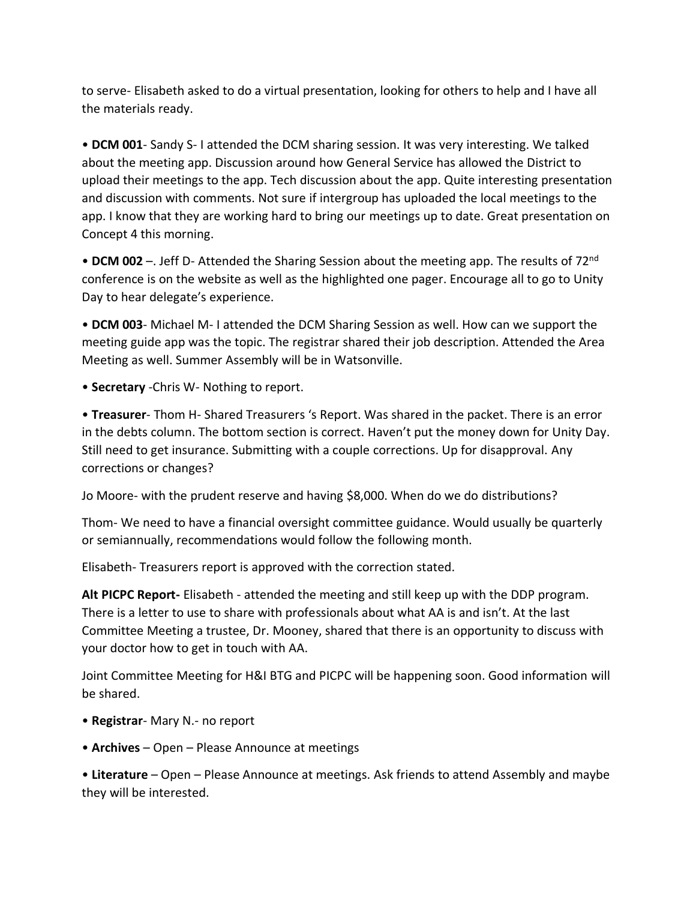to serve- Elisabeth asked to do a virtual presentation, looking for others to help and I have all the materials ready.

• **DCM 001**- Sandy S- I attended the DCM sharing session. It was very interesting. We talked about the meeting app. Discussion around how General Service has allowed the District to upload their meetings to the app. Tech discussion about the app. Quite interesting presentation and discussion with comments. Not sure if intergroup has uploaded the local meetings to the app. I know that they are working hard to bring our meetings up to date. Great presentation on Concept 4 this morning.

• **DCM 002** –. Jeff D- Attended the Sharing Session about the meeting app. The results of 72nd conference is on the website as well as the highlighted one pager. Encourage all to go to Unity Day to hear delegate's experience.

• **DCM 003**- Michael M- I attended the DCM Sharing Session as well. How can we support the meeting guide app was the topic. The registrar shared their job description. Attended the Area Meeting as well. Summer Assembly will be in Watsonville.

• **Secretary** -Chris W- Nothing to report.

• **Treasurer**- Thom H- Shared Treasurers 's Report. Was shared in the packet. There is an error in the debts column. The bottom section is correct. Haven't put the money down for Unity Day. Still need to get insurance. Submitting with a couple corrections. Up for disapproval. Any corrections or changes?

Jo Moore- with the prudent reserve and having $8,000. When do we do distributions?

Thom- We need to have a financial oversight committee guidance. Would usually be quarterly or semiannually, recommendations would follow the following month.

Elisabeth- Treasurers report is approved with the correction stated.

**Alt PICPC Report-** Elisabeth - attended the meeting and still keep up with the DDP program. There is a letter to use to share with professionals about what AA is and isn't. At the last Committee Meeting a trustee, Dr. Mooney, shared that there is an opportunity to discuss with your doctor how to get in touch with AA.

Joint Committee Meeting for H&I BTG and PICPC will be happening soon. Good information will be shared.

• **Registrar**- Mary N.- no report

• **Archives** – Open – Please Announce at meetings

• **Literature** – Open – Please Announce at meetings. Ask friends to attend Assembly and maybe they will be interested.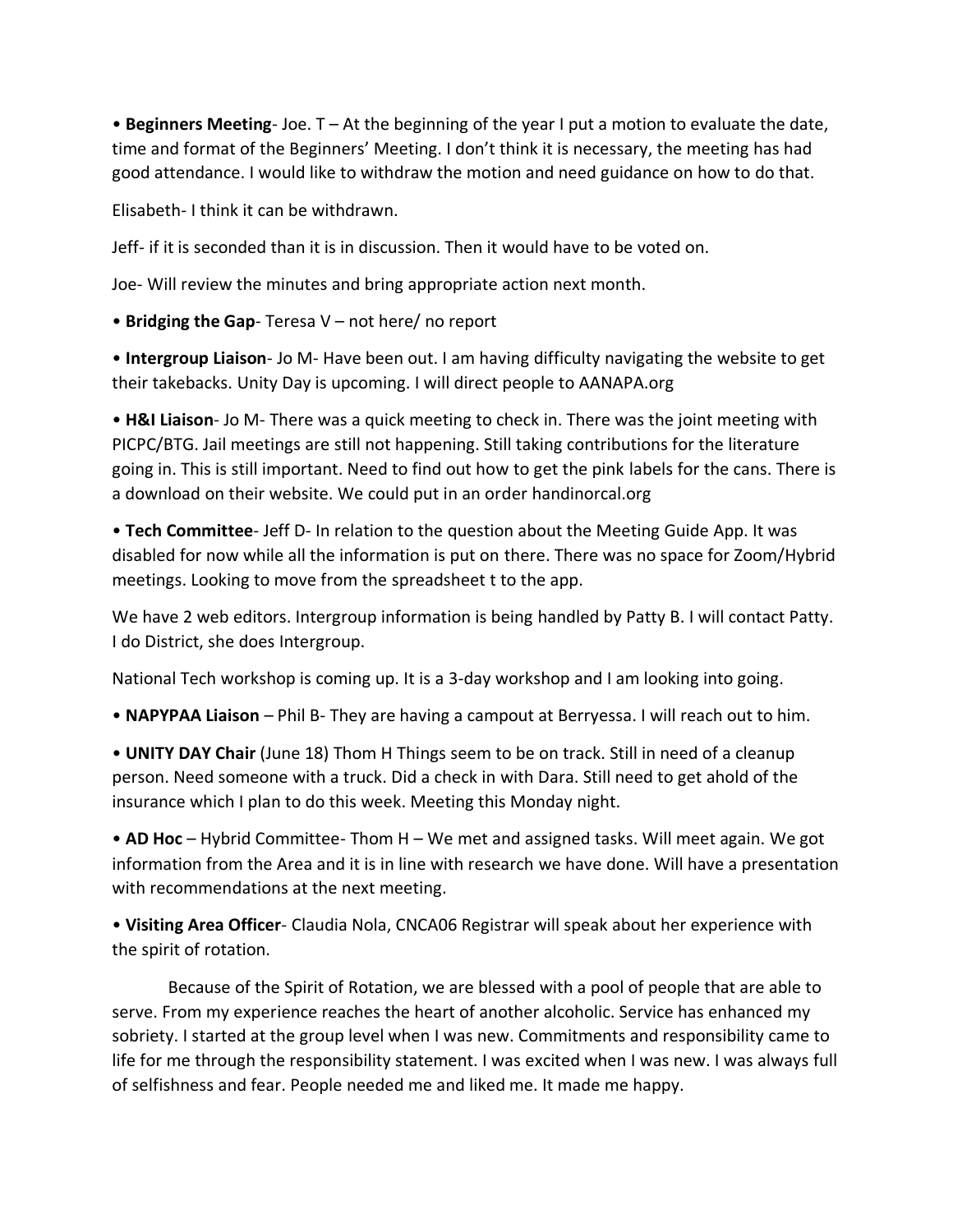• **Beginners Meeting**- Joe. T – At the beginning of the year I put a motion to evaluate the date, time and format of the Beginners' Meeting. I don't think it is necessary, the meeting has had good attendance. I would like to withdraw the motion and need guidance on how to do that.

Elisabeth- I think it can be withdrawn.

Jeff- if it is seconded than it is in discussion. Then it would have to be voted on.

Joe- Will review the minutes and bring appropriate action next month.

• **Bridging the Gap**- Teresa V – not here/ no report

• **Intergroup Liaison**- Jo M- Have been out. I am having difficulty navigating the website to get their takebacks. Unity Day is upcoming. I will direct people to AANAPA.org

• **H&I Liaison**- Jo M- There was a quick meeting to check in. There was the joint meeting with PICPC/BTG. Jail meetings are still not happening. Still taking contributions for the literature going in. This is still important. Need to find out how to get the pink labels for the cans. There is a download on their website. We could put in an order handinorcal.org

• **Tech Committee**- Jeff D- In relation to the question about the Meeting Guide App. It was disabled for now while all the information is put on there. There was no space for Zoom/Hybrid meetings. Looking to move from the spreadsheet t to the app.

We have 2 web editors. Intergroup information is being handled by Patty B. I will contact Patty. I do District, she does Intergroup.

National Tech workshop is coming up. It is a 3-day workshop and I am looking into going.

• **NAPYPAA Liaison** – Phil B- They are having a campout at Berryessa. I will reach out to him.

• **UNITY DAY Chair** (June 18) Thom H Things seem to be on track. Still in need of a cleanup person. Need someone with a truck. Did a check in with Dara. Still need to get ahold of the insurance which I plan to do this week. Meeting this Monday night.

• **AD Hoc** – Hybrid Committee- Thom H – We met and assigned tasks. Will meet again. We got information from the Area and it is in line with research we have done. Will have a presentation with recommendations at the next meeting.

• **Visiting Area Officer**- Claudia Nola, CNCA06 Registrar will speak about her experience with the spirit of rotation.

Because of the Spirit of Rotation, we are blessed with a pool of people that are able to serve. From my experience reaches the heart of another alcoholic. Service has enhanced my sobriety. I started at the group level when I was new. Commitments and responsibility came to life for me through the responsibility statement. I was excited when I was new. I was always full of selfishness and fear. People needed me and liked me. It made me happy.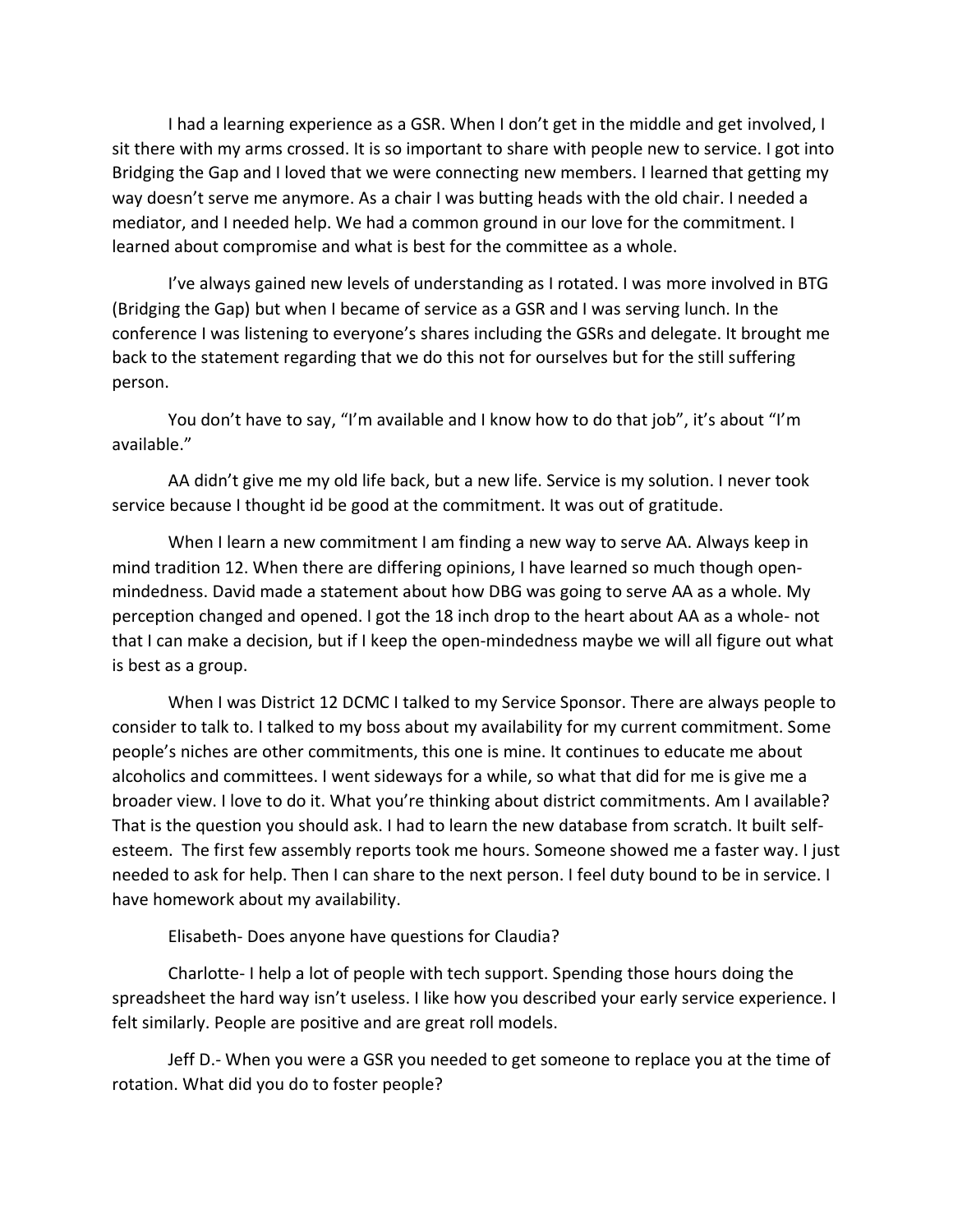I had a learning experience as a GSR. When I don't get in the middle and get involved, I sit there with my arms crossed. It is so important to share with people new to service. I got into Bridging the Gap and I loved that we were connecting new members. I learned that getting my way doesn't serve me anymore. As a chair I was butting heads with the old chair. I needed a mediator, and I needed help. We had a common ground in our love for the commitment. I learned about compromise and what is best for the committee as a whole.

I've always gained new levels of understanding as I rotated. I was more involved in BTG (Bridging the Gap) but when I became of service as a GSR and I was serving lunch. In the conference I was listening to everyone's shares including the GSRs and delegate. It brought me back to the statement regarding that we do this not for ourselves but for the still suffering person.

You don't have to say, "I'm available and I know how to do that job", it's about "I'm available."

AA didn't give me my old life back, but a new life. Service is my solution. I never took service because I thought id be good at the commitment. It was out of gratitude.

When I learn a new commitment I am finding a new way to serve AA. Always keep in mind tradition 12. When there are differing opinions, I have learned so much though open-mindedness. David made a statement about how DBG was going to serve AA as a whole. My perception changed and opened. I got the 18 inch drop to the heart about AA as a whole- not that I can make a decision, but if I keep the open-mindedness maybe we will all figure out what is best as a group.

When I was District 12 DCMC I talked to my Service Sponsor. There are always people to consider to talk to. I talked to my boss about my availability for my current commitment. Some people's niches are other commitments, this one is mine. It continues to educate me about alcoholics and committees. I went sideways for a while, so what that did for me is give me a broader view. I love to do it. What you're thinking about district commitments. Am I available? That is the question you should ask. I had to learn the new database from scratch. It built self-esteem. The first few assembly reports took me hours. Someone showed me a faster way. I just needed to ask for help. Then I can share to the next person. I feel duty bound to be in service. I have homework about my availability.

Elisabeth- Does anyone have questions for Claudia?

Charlotte- I help a lot of people with tech support. Spending those hours doing the spreadsheet the hard way isn't useless. I like how you described your early service experience. I felt similarly. People are positive and are great roll models.

Jeff D.- When you were a GSR you needed to get someone to replace you at the time of rotation. What did you do to foster people?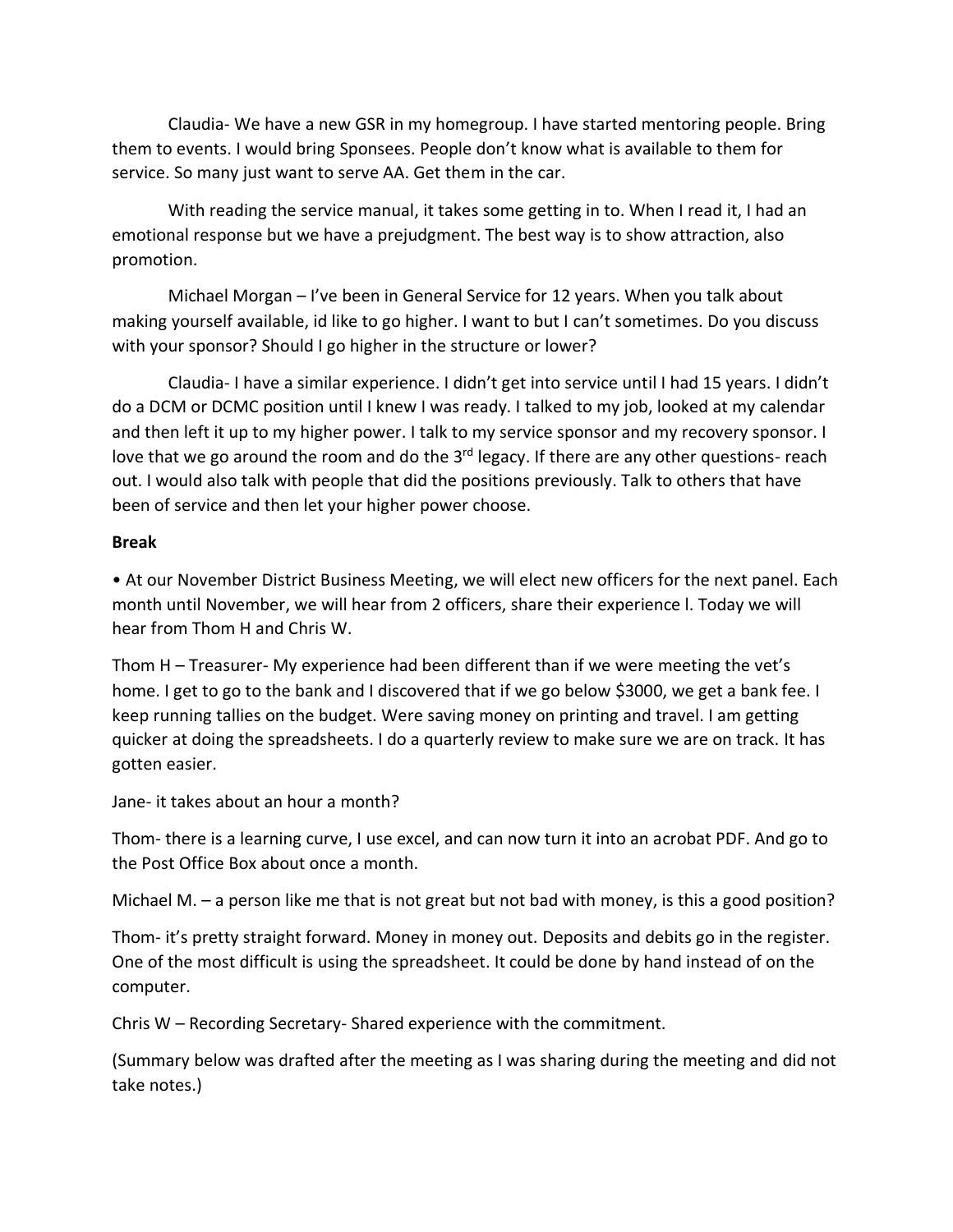Claudia- We have a new GSR in my homegroup. I have started mentoring people. Bring them to events. I would bring Sponsees. People don't know what is available to them for service. So many just want to serve AA. Get them in the car.

With reading the service manual, it takes some getting in to. When I read it, I had an emotional response but we have a prejudgment. The best way is to show attraction, also promotion.

Michael Morgan – I've been in General Service for 12 years. When you talk about making yourself available, id like to go higher. I want to but I can't sometimes. Do you discuss with your sponsor? Should I go higher in the structure or lower?

Claudia- I have a similar experience. I didn't get into service until I had 15 years. I didn't do a DCM or DCMC position until I knew I was ready. I talked to my job, looked at my calendar and then left it up to my higher power. I talk to my service sponsor and my recovery sponsor. I love that we go around the room and do the 3rd legacy. If there are any other questions- reach out. I would also talk with people that did the positions previously. Talk to others that have been of service and then let your higher power choose.

**Break**

• At our November District Business Meeting, we will elect new officers for the next panel. Each month until November, we will hear from 2 officers, share their experience l. Today we will hear from Thom H and Chris W.

Thom H – Treasurer- My experience had been different than if we were meeting the vet's home. I get to go to the bank and I discovered that if we go below $3000, we get a bank fee. I keep running tallies on the budget. Were saving money on printing and travel. I am getting quicker at doing the spreadsheets. I do a quarterly review to make sure we are on track. It has gotten easier.

Jane- it takes about an hour a month?

Thom- there is a learning curve, I use excel, and can now turn it into an acrobat PDF. And go to the Post Office Box about once a month.

Michael M. – a person like me that is not great but not bad with money, is this a good position?

Thom- it's pretty straight forward. Money in money out. Deposits and debits go in the register. One of the most difficult is using the spreadsheet. It could be done by hand instead of on the computer.

Chris W – Recording Secretary- Shared experience with the commitment.

(Summary below was drafted after the meeting as I was sharing during the meeting and did not take notes.)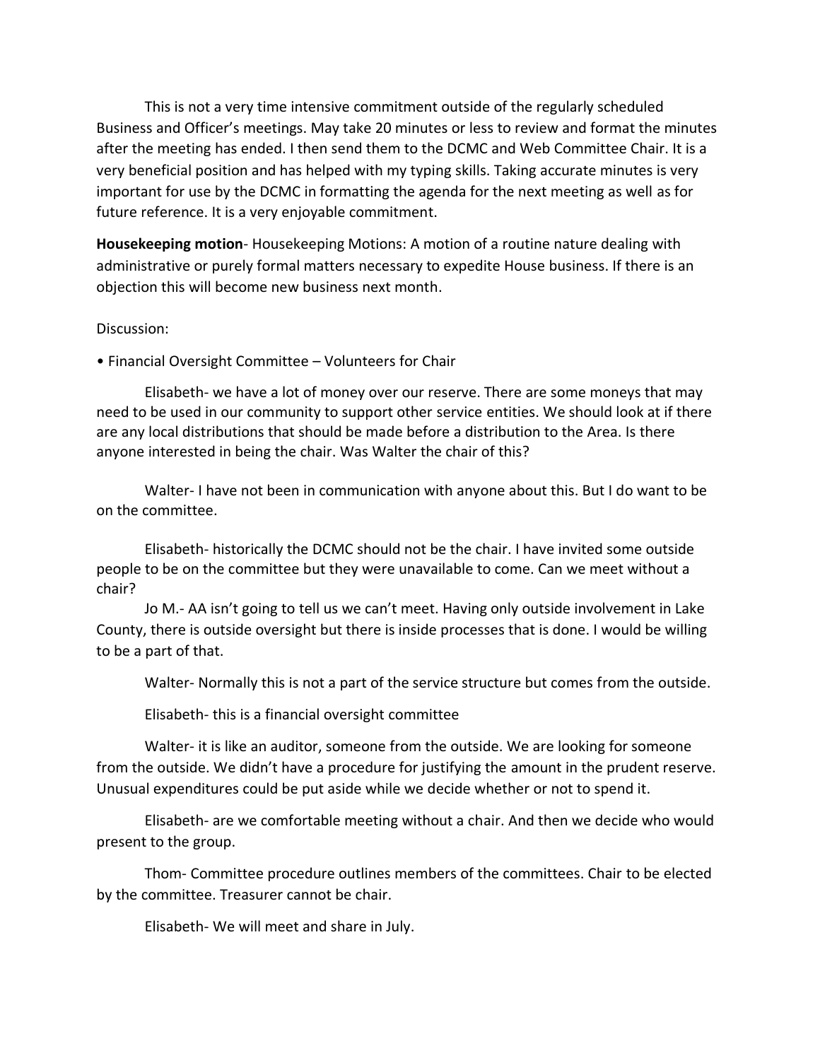This is not a very time intensive commitment outside of the regularly scheduled Business and Officer's meetings. May take 20 minutes or less to review and format the minutes after the meeting has ended. I then send them to the DCMC and Web Committee Chair. It is a very beneficial position and has helped with my typing skills. Taking accurate minutes is very important for use by the DCMC in formatting the agenda for the next meeting as well as for future reference. It is a very enjoyable commitment.

**Housekeeping motion**- Housekeeping Motions: A motion of a routine nature dealing with administrative or purely formal matters necessary to expedite House business. If there is an objection this will become new business next month.

Discussion:

• Financial Oversight Committee – Volunteers for Chair

Elisabeth- we have a lot of money over our reserve. There are some moneys that may need to be used in our community to support other service entities. We should look at if there are any local distributions that should be made before a distribution to the Area. Is there anyone interested in being the chair. Was Walter the chair of this?

Walter- I have not been in communication with anyone about this. But I do want to be on the committee.

Elisabeth- historically the DCMC should not be the chair. I have invited some outside people to be on the committee but they were unavailable to come. Can we meet without a chair?

Jo M.- AA isn't going to tell us we can't meet. Having only outside involvement in Lake County, there is outside oversight but there is inside processes that is done. I would be willing to be a part of that.

Walter- Normally this is not a part of the service structure but comes from the outside.

Elisabeth- this is a financial oversight committee

Walter- it is like an auditor, someone from the outside. We are looking for someone from the outside. We didn't have a procedure for justifying the amount in the prudent reserve. Unusual expenditures could be put aside while we decide whether or not to spend it.

Elisabeth- are we comfortable meeting without a chair. And then we decide who would present to the group.

Thom- Committee procedure outlines members of the committees. Chair to be elected by the committee. Treasurer cannot be chair.

Elisabeth- We will meet and share in July.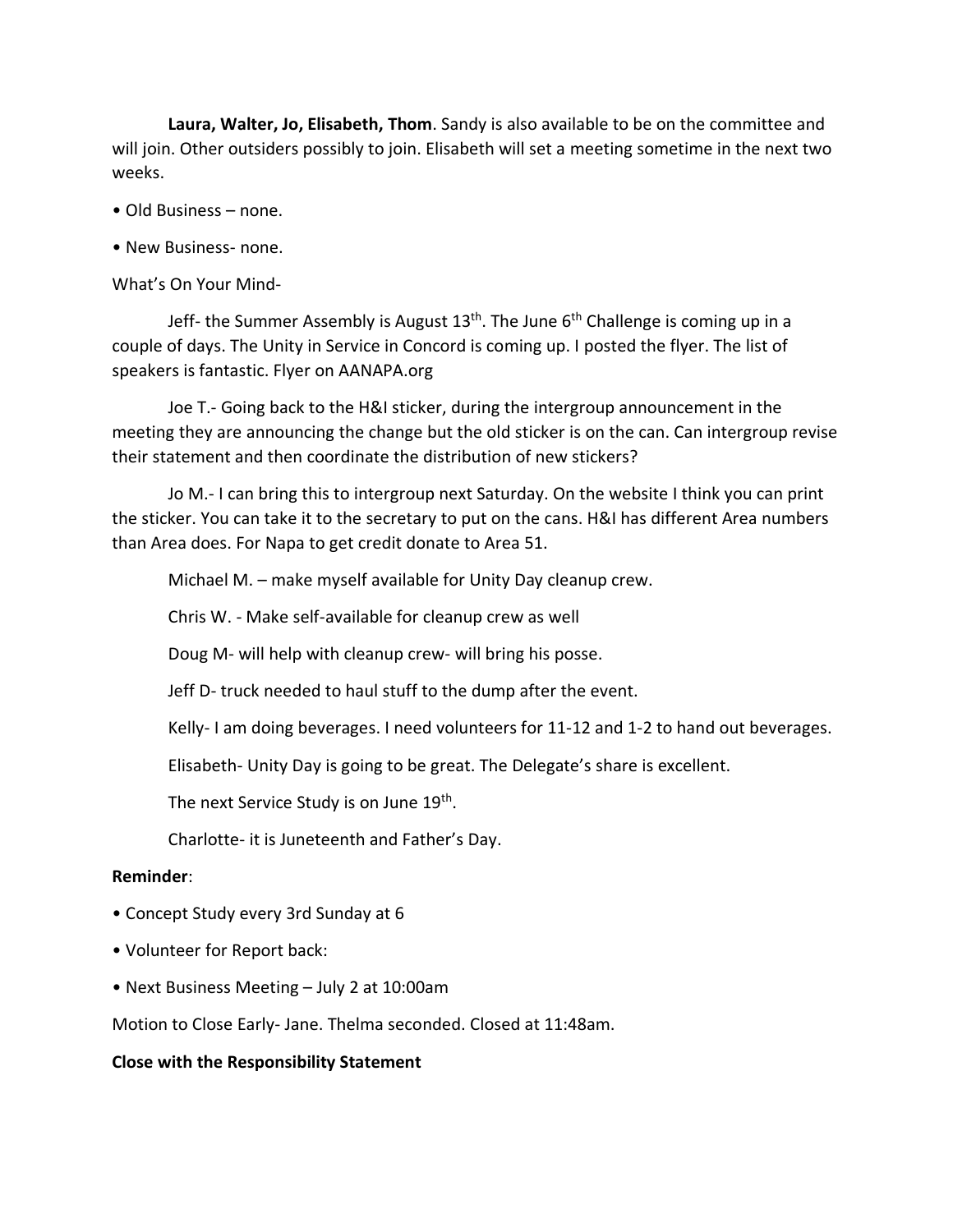**Laura, Walter, Jo, Elisabeth, Thom**. Sandy is also available to be on the committee and will join. Other outsiders possibly to join. Elisabeth will set a meeting sometime in the next two weeks.

- Old Business – none.
- New Business- none.

What's On Your Mind-

Jeff- the Summer Assembly is August 13th. The June 6th Challenge is coming up in a couple of days. The Unity in Service in Concord is coming up. I posted the flyer. The list of speakers is fantastic. Flyer on AANAPA.org

Joe T.- Going back to the H&I sticker, during the intergroup announcement in the meeting they are announcing the change but the old sticker is on the can. Can intergroup revise their statement and then coordinate the distribution of new stickers?

Jo M.- I can bring this to intergroup next Saturday. On the website I think you can print the sticker. You can take it to the secretary to put on the cans. H&I has different Area numbers than Area does. For Napa to get credit donate to Area 51.

Michael M. – make myself available for Unity Day cleanup crew.

Chris W. - Make self-available for cleanup crew as well

Doug M- will help with cleanup crew- will bring his posse.

Jeff D- truck needed to haul stuff to the dump after the event.

Kelly- I am doing beverages. I need volunteers for 11-12 and 1-2 to hand out beverages.

Elisabeth- Unity Day is going to be great. The Delegate's share is excellent.

The next Service Study is on June 19th.

Charlotte- it is Juneteenth and Father's Day.

**Reminder**:

- Concept Study every 3rd Sunday at 6
- Volunteer for Report back:
- Next Business Meeting – July 2 at 10:00am

Motion to Close Early- Jane. Thelma seconded. Closed at 11:48am.

**Close with the Responsibility Statement**